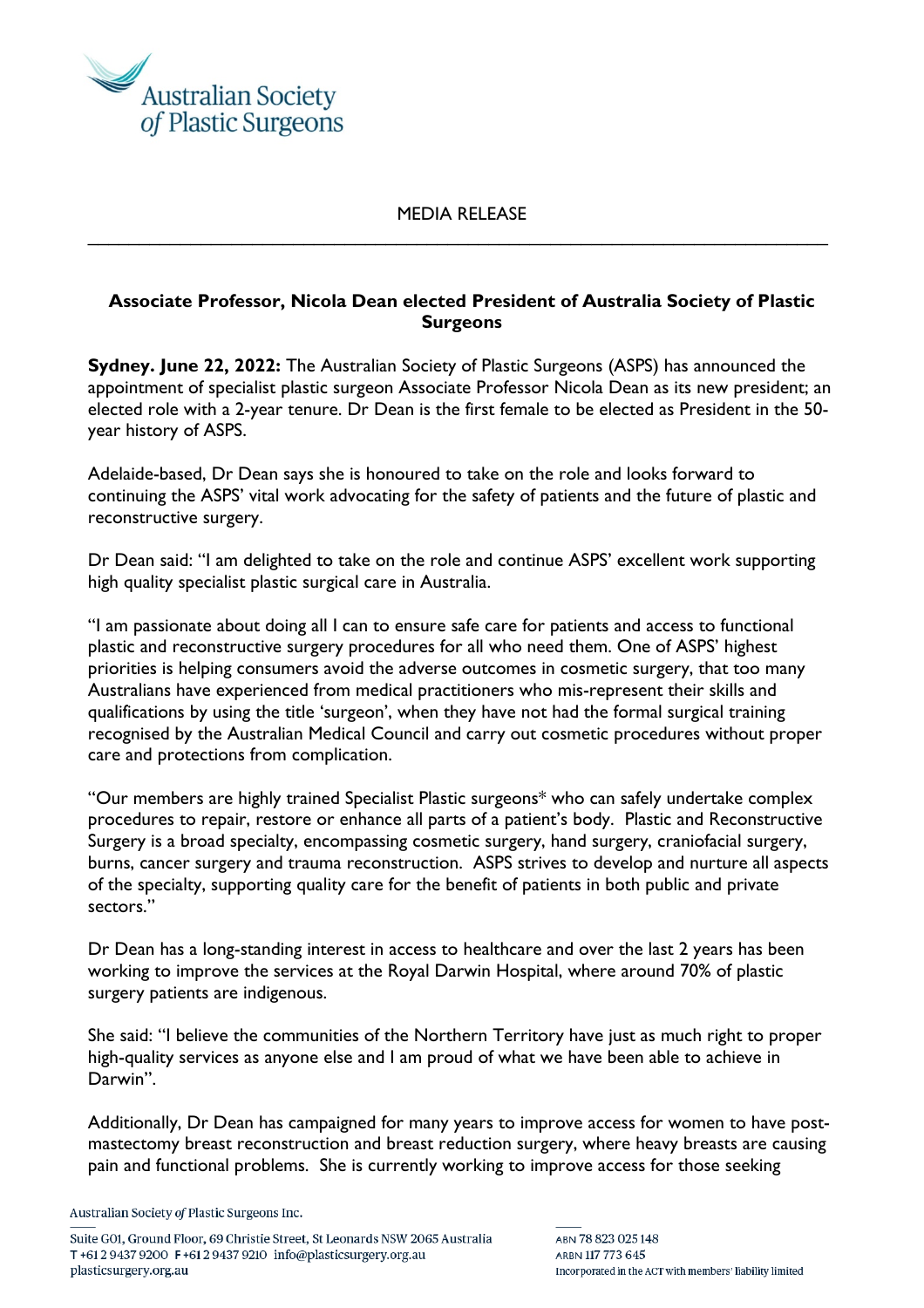MEDIA RELEASE

## Associate Professor, Nicola Dean elected President of Australia Society of Plastic Surgeons

**Sydney. June 22, 2022:** The Australian Society of Plastic Surgeons (ASPS) has announced the appointment of specialist plastic surgeon Associate Professor Nicola Dean as its new president; an elected role with a 2-year tenure. Dr Dean is the first female to be elected as President in the 50-year history of ASPS.

Adelaide-based, Dr Dean says she is honoured to take on the role and looks forward to continuing the ASPS' vital work advocating for the safety of patients and the future of plastic and reconstructive surgery.

Dr Dean said: "I am delighted to take on the role and continue ASPS' excellent work supporting high quality specialist plastic surgical care in Australia.

"I am passionate about doing all I can to ensure safe care for patients and access to functional plastic and reconstructive surgery procedures for all who need them. One of ASPS' highest priorities is helping consumers avoid the adverse outcomes in cosmetic surgery, that too many Australians have experienced from medical practitioners who mis-represent their skills and qualifications by using the title 'surgeon', when they have not had the formal surgical training recognised by the Australian Medical Council and carry out cosmetic procedures without proper care and protections from complication.

"Our members are highly trained Specialist Plastic surgeons* who can safely undertake complex procedures to repair, restore or enhance all parts of a patient's body. Plastic and Reconstructive Surgery is a broad specialty, encompassing cosmetic surgery, hand surgery, craniofacial surgery, burns, cancer surgery and trauma reconstruction. ASPS strives to develop and nurture all aspects of the specialty, supporting quality care for the benefit of patients in both public and private sectors."

Dr Dean has a long-standing interest in access to healthcare and over the last 2 years has been working to improve the services at the Royal Darwin Hospital, where around 70% of plastic surgery patients are indigenous.

She said: "I believe the communities of the Northern Territory have just as much right to proper high-quality services as anyone else and I am proud of what we have been able to achieve in Darwin".

Additionally, Dr Dean has campaigned for many years to improve access for women to have post-mastectomy breast reconstruction and breast reduction surgery, where heavy breasts are causing pain and functional problems. She is currently working to improve access for those seeking

Australian Society *of* Plastic Surgeons Inc.

Suite G01, Ground Floor, 69 Christie Street, St Leonards NSW 2065 Australia
T +61 2 9437 9200 F +61 2 9437 9210 info@plasticsurgery.org.au
plasticsurgery.org.au

ABN 78 823 025 148
ARBN 117 773 645
Incorporated in the ACT with members' liability limited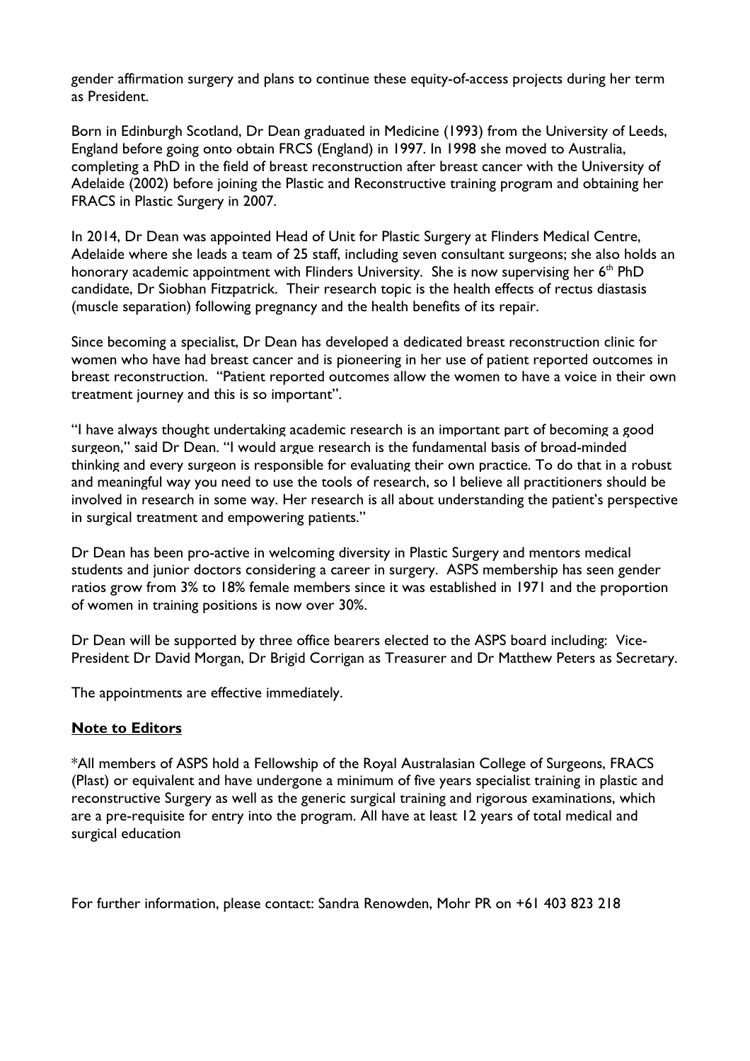gender affirmation surgery and plans to continue these equity-of-access projects during her term as President.

Born in Edinburgh Scotland, Dr Dean graduated in Medicine (1993) from the University of Leeds, England before going onto obtain FRCS (England) in 1997. In 1998 she moved to Australia, completing a PhD in the field of breast reconstruction after breast cancer with the University of Adelaide (2002) before joining the Plastic and Reconstructive training program and obtaining her FRACS in Plastic Surgery in 2007.

In 2014, Dr Dean was appointed Head of Unit for Plastic Surgery at Flinders Medical Centre, Adelaide where she leads a team of 25 staff, including seven consultant surgeons; she also holds an honorary academic appointment with Flinders University. She is now supervising her 6th PhD candidate, Dr Siobhan Fitzpatrick. Their research topic is the health effects of rectus diastasis (muscle separation) following pregnancy and the health benefits of its repair.

Since becoming a specialist, Dr Dean has developed a dedicated breast reconstruction clinic for women who have had breast cancer and is pioneering in her use of patient reported outcomes in breast reconstruction. "Patient reported outcomes allow the women to have a voice in their own treatment journey and this is so important".

"I have always thought undertaking academic research is an important part of becoming a good surgeon," said Dr Dean. "I would argue research is the fundamental basis of broad-minded thinking and every surgeon is responsible for evaluating their own practice. To do that in a robust and meaningful way you need to use the tools of research, so I believe all practitioners should be involved in research in some way. Her research is all about understanding the patient's perspective in surgical treatment and empowering patients."

Dr Dean has been pro-active in welcoming diversity in Plastic Surgery and mentors medical students and junior doctors considering a career in surgery. ASPS membership has seen gender ratios grow from 3% to 18% female members since it was established in 1971 and the proportion of women in training positions is now over 30%.

Dr Dean will be supported by three office bearers elected to the ASPS board including: Vice-President Dr David Morgan, Dr Brigid Corrigan as Treasurer and Dr Matthew Peters as Secretary.

The appointments are effective immediately.

**Note to Editors**

*All members of ASPS hold a Fellowship of the Royal Australasian College of Surgeons, FRACS (Plast) or equivalent and have undergone a minimum of five years specialist training in plastic and reconstructive Surgery as well as the generic surgical training and rigorous examinations, which are a pre-requisite for entry into the program. All have at least 12 years of total medical and surgical education

For further information, please contact: Sandra Renowden, Mohr PR on +61 403 823 218